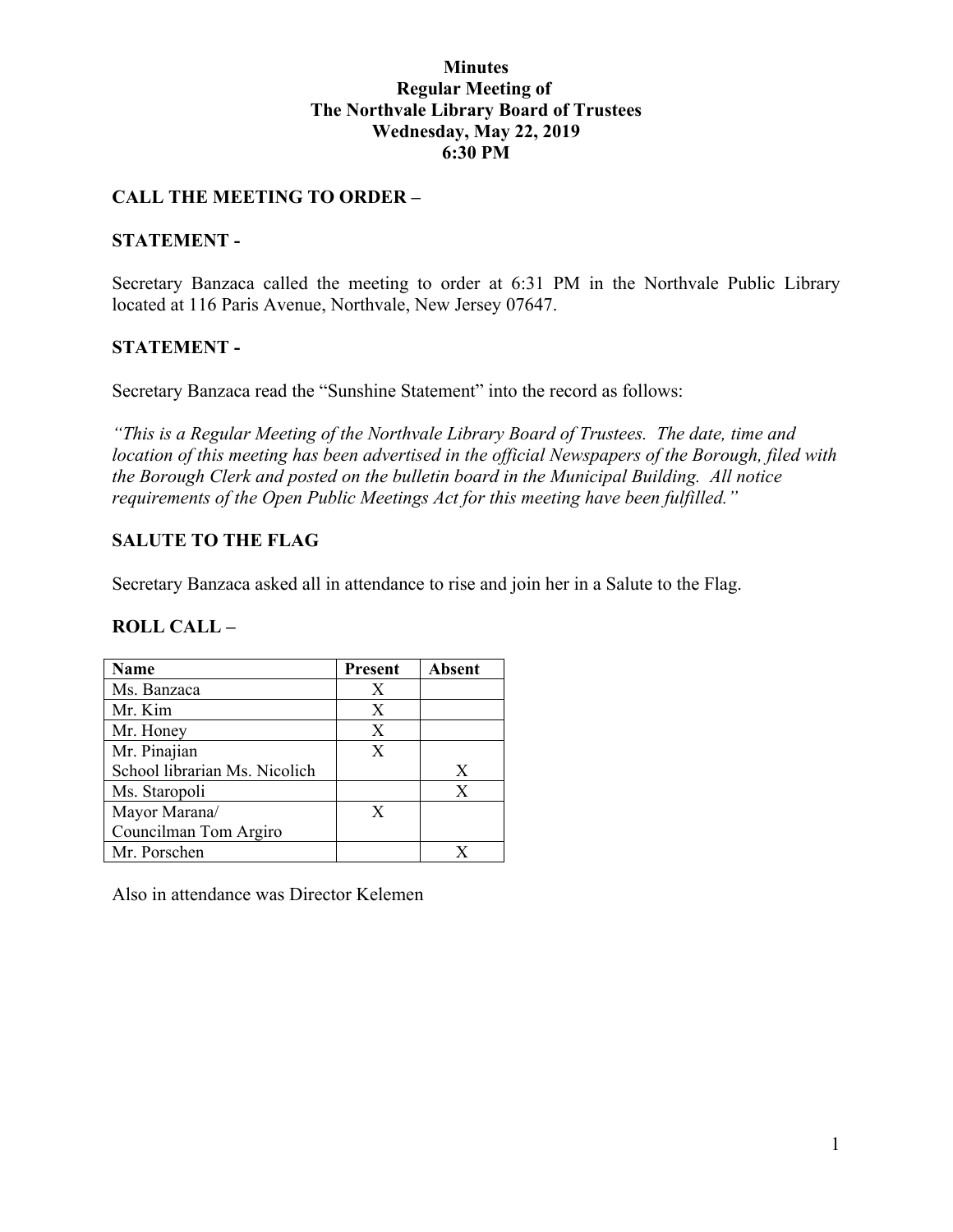# Minutes
# Regular Meeting of
# The Northvale Library Board of Trustees
# Wednesday, May 22, 2019
# 6:30 PM

## CALL THE MEETING TO ORDER –

## STATEMENT -

Secretary Banzaca called the meeting to order at 6:31 PM in the Northvale Public Library located at 116 Paris Avenue, Northvale, New Jersey 07647.

## STATEMENT -

Secretary Banzaca read the "Sunshine Statement" into the record as follows:

*"This is a Regular Meeting of the Northvale Library Board of Trustees. The date, time and location of this meeting has been advertised in the official Newspapers of the Borough, filed with the Borough Clerk and posted on the bulletin board in the Municipal Building. All notice requirements of the Open Public Meetings Act for this meeting have been fulfilled."*

## SALUTE TO THE FLAG

Secretary Banzaca asked all in attendance to rise and join her in a Salute to the Flag.

## ROLL CALL –

| Name | Present | Absent |
|---|---|---|
| Ms. Banzaca | X | |
| Mr. Kim | X | |
| Mr. Honey | X | |
| Mr. Pinajian | X | |
| School librarian Ms. Nicolich | | X |
| Ms. Staropoli | | X |
| Mayor Marana/ Councilman Tom Argiro | X | |
| Mr. Porschen | | X |

Also in attendance was Director Kelemen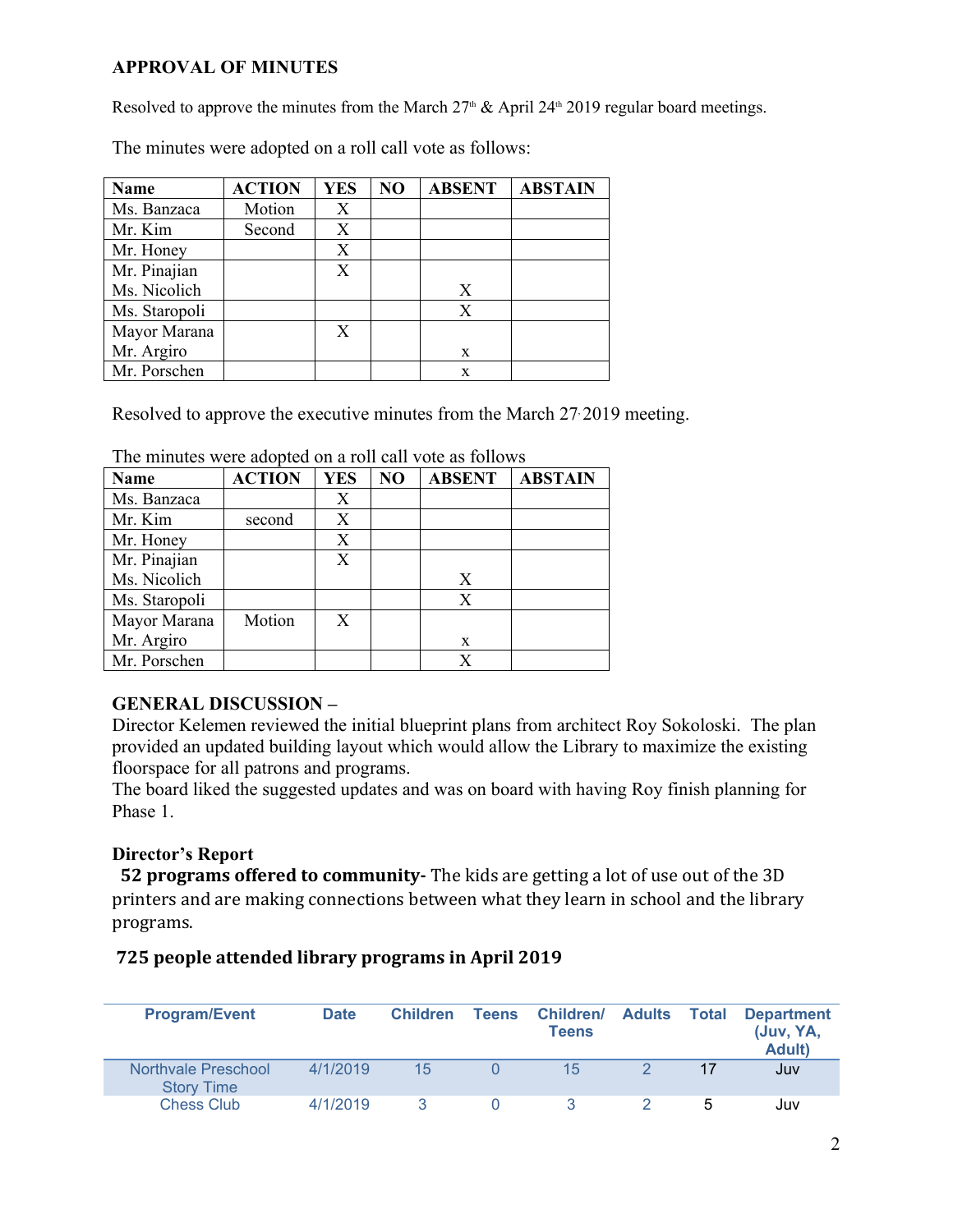### APPROVAL OF MINUTES

Resolved to approve the minutes from the March 27th & April 24th 2019 regular board meetings.

The minutes were adopted on a roll call vote as follows:

| Name | ACTION | YES | NO | ABSENT | ABSTAIN |
|---|---|---|---|---|---|
| Ms. Banzaca | Motion | X | | | |
| Mr. Kim | Second | X | | | |
| Mr. Honey | | X | | | |
| Mr. Pinajian | | X | | | |
| Ms. Nicolich | | | | X | |
| Ms. Staropoli | | | | X | |
| Mayor Marana | | X | | | |
| Mr. Argiro | | | | x | |
| Mr. Porschen | | | | x | |

Resolved to approve the executive minutes from the March 27, 2019 meeting.

The minutes were adopted on a roll call vote as follows

| Name | ACTION | YES | NO | ABSENT | ABSTAIN |
|---|---|---|---|---|---|
| Ms. Banzaca | | X | | | |
| Mr. Kim | second | X | | | |
| Mr. Honey | | X | | | |
| Mr. Pinajian | | X | | | |
| Ms. Nicolich | | | | X | |
| Ms. Staropoli | | | | X | |
| Mayor Marana | Motion | X | | | |
| Mr. Argiro | | | | x | |
| Mr. Porschen | | | | X | |

### GENERAL DISCUSSION –

Director Kelemen reviewed the initial blueprint plans from architect Roy Sokoloski. The plan provided an updated building layout which would allow the Library to maximize the existing floorspace for all patrons and programs.

The board liked the suggested updates and was on board with having Roy finish planning for Phase 1.

### Director's Report

**52 programs offered to community-** The kids are getting a lot of use out of the 3D printers and are making connections between what they learn in school and the library programs.

**725 people attended library programs in April 2019**

| Program/Event | Date | Children | Teens | Children/ Teens | Adults | Total | Department (Juv, YA, Adult) |
|---|---|---|---|---|---|---|---|
| Northvale Preschool Story Time | 4/1/2019 | 15 | 0 | 15 | 2 | 17 | Juv |
| Chess Club | 4/1/2019 | 3 | 0 | 3 | 2 | 5 | Juv |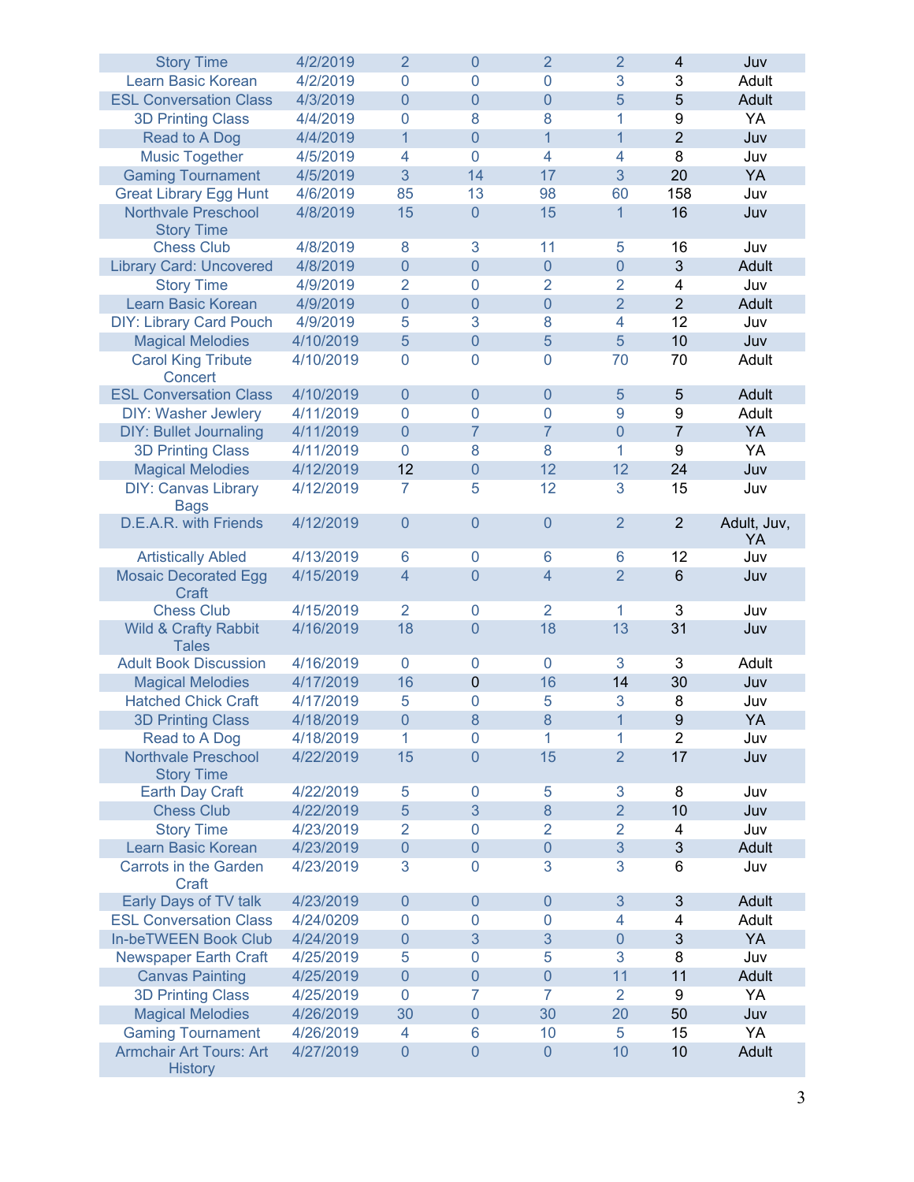| | | | | | | | |
|---|---|---|---|---|---|---|---|
| Story Time | 4/2/2019 | 2 | 0 | 2 | 2 | 4 | Juv |
| Learn Basic Korean | 4/2/2019 | 0 | 0 | 0 | 3 | 3 | Adult |
| ESL Conversation Class | 4/3/2019 | 0 | 0 | 0 | 5 | 5 | Adult |
| 3D Printing Class | 4/4/2019 | 0 | 8 | 8 | 1 | 9 | YA |
| Read to A Dog | 4/4/2019 | 1 | 0 | 1 | 1 | 2 | Juv |
| Music Together | 4/5/2019 | 4 | 0 | 4 | 4 | 8 | Juv |
| Gaming Tournament | 4/5/2019 | 3 | 14 | 17 | 3 | 20 | YA |
| Great Library Egg Hunt | 4/6/2019 | 85 | 13 | 98 | 60 | 158 | Juv |
| Northvale Preschool Story Time | 4/8/2019 | 15 | 0 | 15 | 1 | 16 | Juv |
| Chess Club | 4/8/2019 | 8 | 3 | 11 | 5 | 16 | Juv |
| Library Card: Uncovered | 4/8/2019 | 0 | 0 | 0 | 0 | 3 | Adult |
| Story Time | 4/9/2019 | 2 | 0 | 2 | 2 | 4 | Juv |
| Learn Basic Korean | 4/9/2019 | 0 | 0 | 0 | 2 | 2 | Adult |
| DIY: Library Card Pouch | 4/9/2019 | 5 | 3 | 8 | 4 | 12 | Juv |
| Magical Melodies | 4/10/2019 | 5 | 0 | 5 | 5 | 10 | Juv |
| Carol King Tribute Concert | 4/10/2019 | 0 | 0 | 0 | 70 | 70 | Adult |
| ESL Conversation Class | 4/10/2019 | 0 | 0 | 0 | 5 | 5 | Adult |
| DIY: Washer Jewlery | 4/11/2019 | 0 | 0 | 0 | 9 | 9 | Adult |
| DIY: Bullet Journaling | 4/11/2019 | 0 | 7 | 7 | 0 | 7 | YA |
| 3D Printing Class | 4/11/2019 | 0 | 8 | 8 | 1 | 9 | YA |
| Magical Melodies | 4/12/2019 | 12 | 0 | 12 | 12 | 24 | Juv |
| DIY: Canvas Library Bags | 4/12/2019 | 7 | 5 | 12 | 3 | 15 | Juv |
| D.E.A.R. with Friends | 4/12/2019 | 0 | 0 | 0 | 2 | 2 | Adult, Juv, YA |
| Artistically Abled | 4/13/2019 | 6 | 0 | 6 | 6 | 12 | Juv |
| Mosaic Decorated Egg Craft | 4/15/2019 | 4 | 0 | 4 | 2 | 6 | Juv |
| Chess Club | 4/15/2019 | 2 | 0 | 2 | 1 | 3 | Juv |
| Wild & Crafty Rabbit Tales | 4/16/2019 | 18 | 0 | 18 | 13 | 31 | Juv |
| Adult Book Discussion | 4/16/2019 | 0 | 0 | 0 | 3 | 3 | Adult |
| Magical Melodies | 4/17/2019 | 16 | 0 | 16 | 14 | 30 | Juv |
| Hatched Chick Craft | 4/17/2019 | 5 | 0 | 5 | 3 | 8 | Juv |
| 3D Printing Class | 4/18/2019 | 0 | 8 | 8 | 1 | 9 | YA |
| Read to A Dog | 4/18/2019 | 1 | 0 | 1 | 1 | 2 | Juv |
| Northvale Preschool Story Time | 4/22/2019 | 15 | 0 | 15 | 2 | 17 | Juv |
| Earth Day Craft | 4/22/2019 | 5 | 0 | 5 | 3 | 8 | Juv |
| Chess Club | 4/22/2019 | 5 | 3 | 8 | 2 | 10 | Juv |
| Story Time | 4/23/2019 | 2 | 0 | 2 | 2 | 4 | Juv |
| Learn Basic Korean | 4/23/2019 | 0 | 0 | 0 | 3 | 3 | Adult |
| Carrots in the Garden Craft | 4/23/2019 | 3 | 0 | 3 | 3 | 6 | Juv |
| Early Days of TV talk | 4/23/2019 | 0 | 0 | 0 | 3 | 3 | Adult |
| ESL Conversation Class | 4/24/0209 | 0 | 0 | 0 | 4 | 4 | Adult |
| In-beTWEEN Book Club | 4/24/2019 | 0 | 3 | 3 | 0 | 3 | YA |
| Newspaper Earth Craft | 4/25/2019 | 5 | 0 | 5 | 3 | 8 | Juv |
| Canvas Painting | 4/25/2019 | 0 | 0 | 0 | 11 | 11 | Adult |
| 3D Printing Class | 4/25/2019 | 0 | 7 | 7 | 2 | 9 | YA |
| Magical Melodies | 4/26/2019 | 30 | 0 | 30 | 20 | 50 | Juv |
| Gaming Tournament | 4/26/2019 | 4 | 6 | 10 | 5 | 15 | YA |
| Armchair Art Tours: Art History | 4/27/2019 | 0 | 0 | 0 | 10 | 10 | Adult |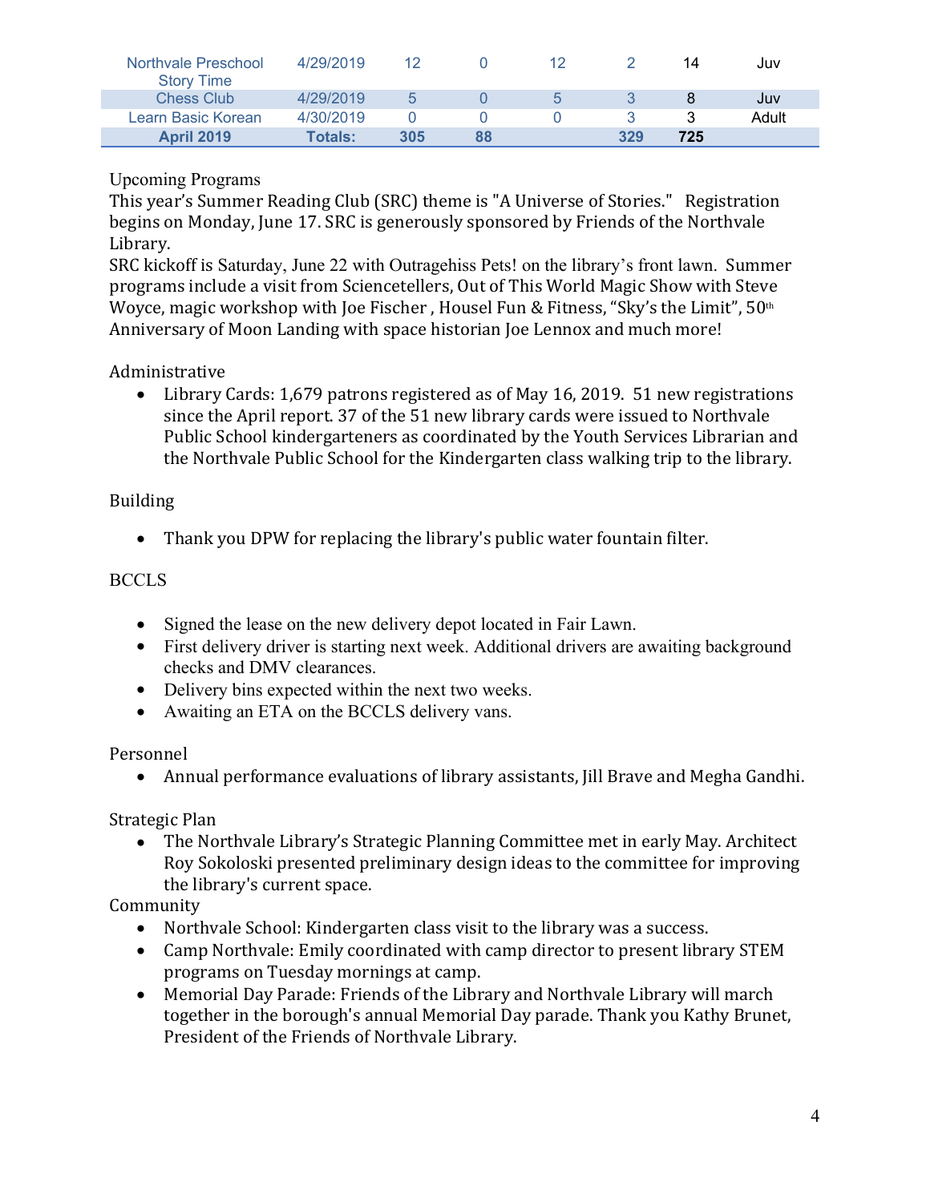| | | | | | | | |
|---|---|---|---|---|---|---|---|
| Northvale Preschool Story Time | 4/29/2019 | 12 | 0 | 12 | 2 | 14 | Juv |
| Chess Club | 4/29/2019 | 5 | 0 | 5 | 3 | 8 | Juv |
| Learn Basic Korean | 4/30/2019 | 0 | 0 | 0 | 3 | 3 | Adult |
| **April 2019** | **Totals:** | **305** | **88** | | **329** | **725** | |

Upcoming Programs

This year's Summer Reading Club (SRC) theme is "A Universe of Stories." Registration begins on Monday, June 17. SRC is generously sponsored by Friends of the Northvale Library.

SRC kickoff is Saturday, June 22 with Outragehiss Pets! on the library's front lawn. Summer programs include a visit from Sciencetellers, Out of This World Magic Show with Steve Woyce, magic workshop with Joe Fischer , Housel Fun & Fitness, "Sky's the Limit", 50th Anniversary of Moon Landing with space historian Joe Lennox and much more!

Administrative

- Library Cards: 1,679 patrons registered as of May 16, 2019. 51 new registrations since the April report. 37 of the 51 new library cards were issued to Northvale Public School kindergarteners as coordinated by the Youth Services Librarian and the Northvale Public School for the Kindergarten class walking trip to the library.

Building

- Thank you DPW for replacing the library's public water fountain filter.

BCCLS

- Signed the lease on the new delivery depot located in Fair Lawn.
- First delivery driver is starting next week. Additional drivers are awaiting background checks and DMV clearances.
- Delivery bins expected within the next two weeks.
- Awaiting an ETA on the BCCLS delivery vans.

Personnel

- Annual performance evaluations of library assistants, Jill Brave and Megha Gandhi.

Strategic Plan

- The Northvale Library's Strategic Planning Committee met in early May. Architect Roy Sokoloski presented preliminary design ideas to the committee for improving the library's current space.

Community

- Northvale School: Kindergarten class visit to the library was a success.
- Camp Northvale: Emily coordinated with camp director to present library STEM programs on Tuesday mornings at camp.
- Memorial Day Parade: Friends of the Library and Northvale Library will march together in the borough's annual Memorial Day parade. Thank you Kathy Brunet, President of the Friends of Northvale Library.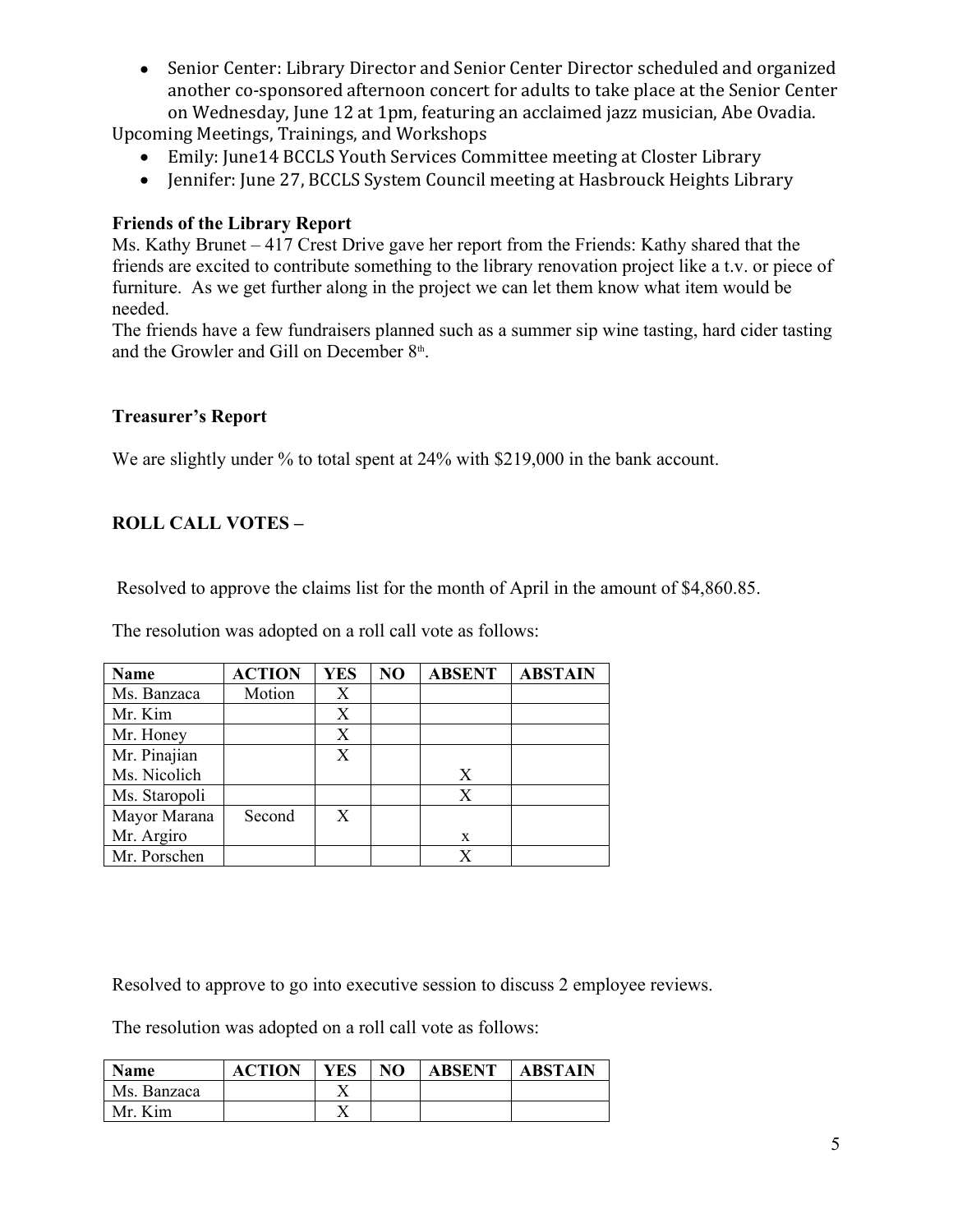- Senior Center: Library Director and Senior Center Director scheduled and organized another co-sponsored afternoon concert for adults to take place at the Senior Center on Wednesday, June 12 at 1pm, featuring an acclaimed jazz musician, Abe Ovadia.

Upcoming Meetings, Trainings, and Workshops

- Emily: June14 BCCLS Youth Services Committee meeting at Closter Library
- Jennifer: June 27, BCCLS System Council meeting at Hasbrouck Heights Library

**Friends of the Library Report**

Ms. Kathy Brunet – 417 Crest Drive gave her report from the Friends: Kathy shared that the friends are excited to contribute something to the library renovation project like a t.v. or piece of furniture. As we get further along in the project we can let them know what item would be needed.

The friends have a few fundraisers planned such as a summer sip wine tasting, hard cider tasting and the Growler and Gill on December 8th.

**Treasurer's Report**

We are slightly under % to total spent at 24% with $219,000 in the bank account.

**ROLL CALL VOTES –**

Resolved to approve the claims list for the month of April in the amount of $4,860.85.

The resolution was adopted on a roll call vote as follows:

| Name | ACTION | YES | NO | ABSENT | ABSTAIN |
|---|---|---|---|---|---|
| Ms. Banzaca | Motion | X | | | |
| Mr. Kim | | X | | | |
| Mr. Honey | | X | | | |
| Mr. Pinajian | | X | | | |
| Ms. Nicolich | | | | X | |
| Ms. Staropoli | | | | X | |
| Mayor Marana | Second | X | | | |
| Mr. Argiro | | | | x | |
| Mr. Porschen | | | | X | |

Resolved to approve to go into executive session to discuss 2 employee reviews.

The resolution was adopted on a roll call vote as follows:

| Name | ACTION | YES | NO | ABSENT | ABSTAIN |
|---|---|---|---|---|---|
| Ms. Banzaca | | X | | | |
| Mr. Kim | | X | | | |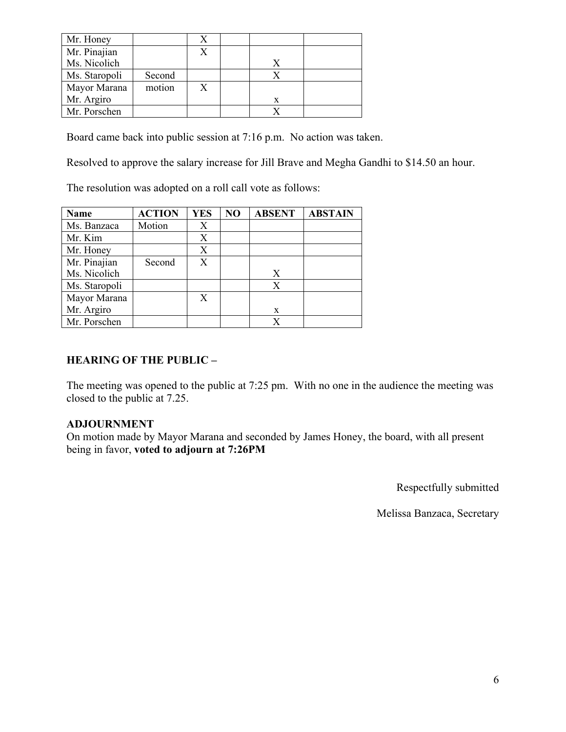| | | | | | |
|---|---|---|---|---|---|
| Mr. Honey | | X | | | |
| Mr. Pinajian Ms. Nicolich | | X | | X | |
| Ms. Staropoli | Second | | | X | |
| Mayor Marana Mr. Argiro | motion | X | | x | |
| Mr. Porschen | | | | X | |

Board came back into public session at 7:16 p.m. No action was taken.

Resolved to approve the salary increase for Jill Brave and Megha Gandhi to $14.50 an hour.

The resolution was adopted on a roll call vote as follows:

| Name | ACTION | YES | NO | ABSENT | ABSTAIN |
|---|---|---|---|---|---|
| Ms. Banzaca | Motion | X | | | |
| Mr. Kim | | X | | | |
| Mr. Honey | | X | | | |
| Mr. Pinajian Ms. Nicolich | Second | X | | X | |
| Ms. Staropoli | | | | X | |
| Mayor Marana Mr. Argiro | | X | | x | |
| Mr. Porschen | | | | X | |

**HEARING OF THE PUBLIC –**

The meeting was opened to the public at 7:25 pm. With no one in the audience the meeting was closed to the public at 7.25.

**ADJOURNMENT**

On motion made by Mayor Marana and seconded by James Honey, the board, with all present being in favor, **voted to adjourn at 7:26PM**

Respectfully submitted

Melissa Banzaca, Secretary